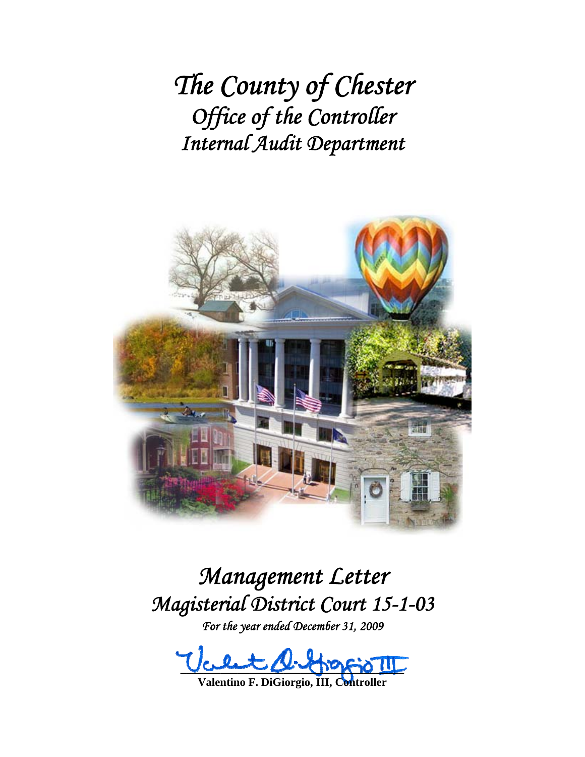# *The County of Chester*

## *Office of the Controller*

## *Internal Audit Department*

# *Management Letter*

## *Magisterial District Court 15-1-03*

*For the year ended December 31, 2009*

**Valentino F. DiGiorgio, III, Controller**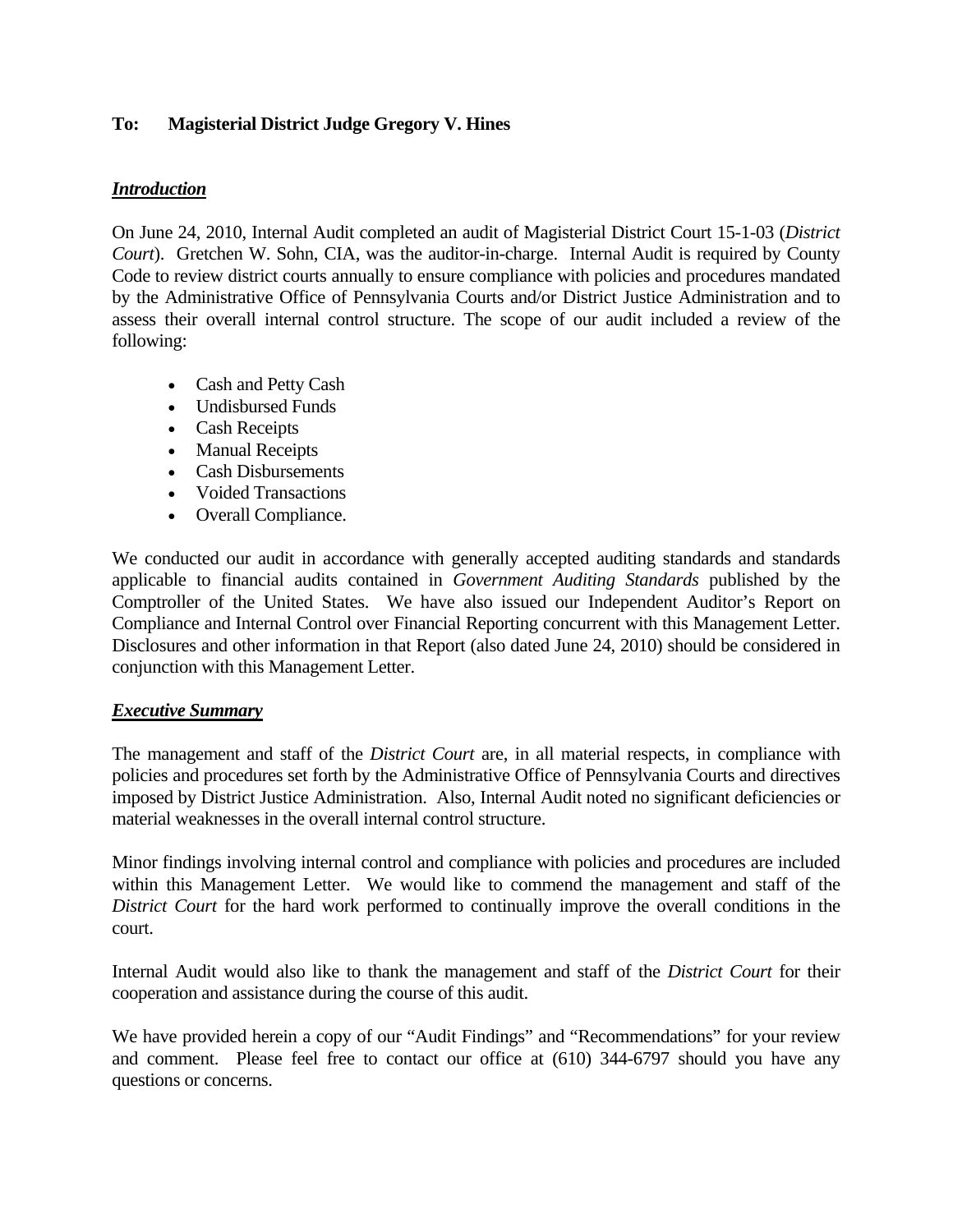**To: Magisterial District Judge Gregory V. Hines**

***Introduction***

On June 24, 2010, Internal Audit completed an audit of Magisterial District Court 15-1-03 (*District Court*). Gretchen W. Sohn, CIA, was the auditor-in-charge. Internal Audit is required by County Code to review district courts annually to ensure compliance with policies and procedures mandated by the Administrative Office of Pennsylvania Courts and/or District Justice Administration and to assess their overall internal control structure. The scope of our audit included a review of the following:

- Cash and Petty Cash
- Undisbursed Funds
- Cash Receipts
- Manual Receipts
- Cash Disbursements
- Voided Transactions
- Overall Compliance.

We conducted our audit in accordance with generally accepted auditing standards and standards applicable to financial audits contained in *Government Auditing Standards* published by the Comptroller of the United States. We have also issued our Independent Auditor's Report on Compliance and Internal Control over Financial Reporting concurrent with this Management Letter. Disclosures and other information in that Report (also dated June 24, 2010) should be considered in conjunction with this Management Letter.

***Executive Summary***

The management and staff of the *District Court* are, in all material respects, in compliance with policies and procedures set forth by the Administrative Office of Pennsylvania Courts and directives imposed by District Justice Administration. Also, Internal Audit noted no significant deficiencies or material weaknesses in the overall internal control structure.

Minor findings involving internal control and compliance with policies and procedures are included within this Management Letter. We would like to commend the management and staff of the *District Court* for the hard work performed to continually improve the overall conditions in the court.

Internal Audit would also like to thank the management and staff of the *District Court* for their cooperation and assistance during the course of this audit.

We have provided herein a copy of our "Audit Findings" and "Recommendations" for your review and comment. Please feel free to contact our office at (610) 344-6797 should you have any questions or concerns.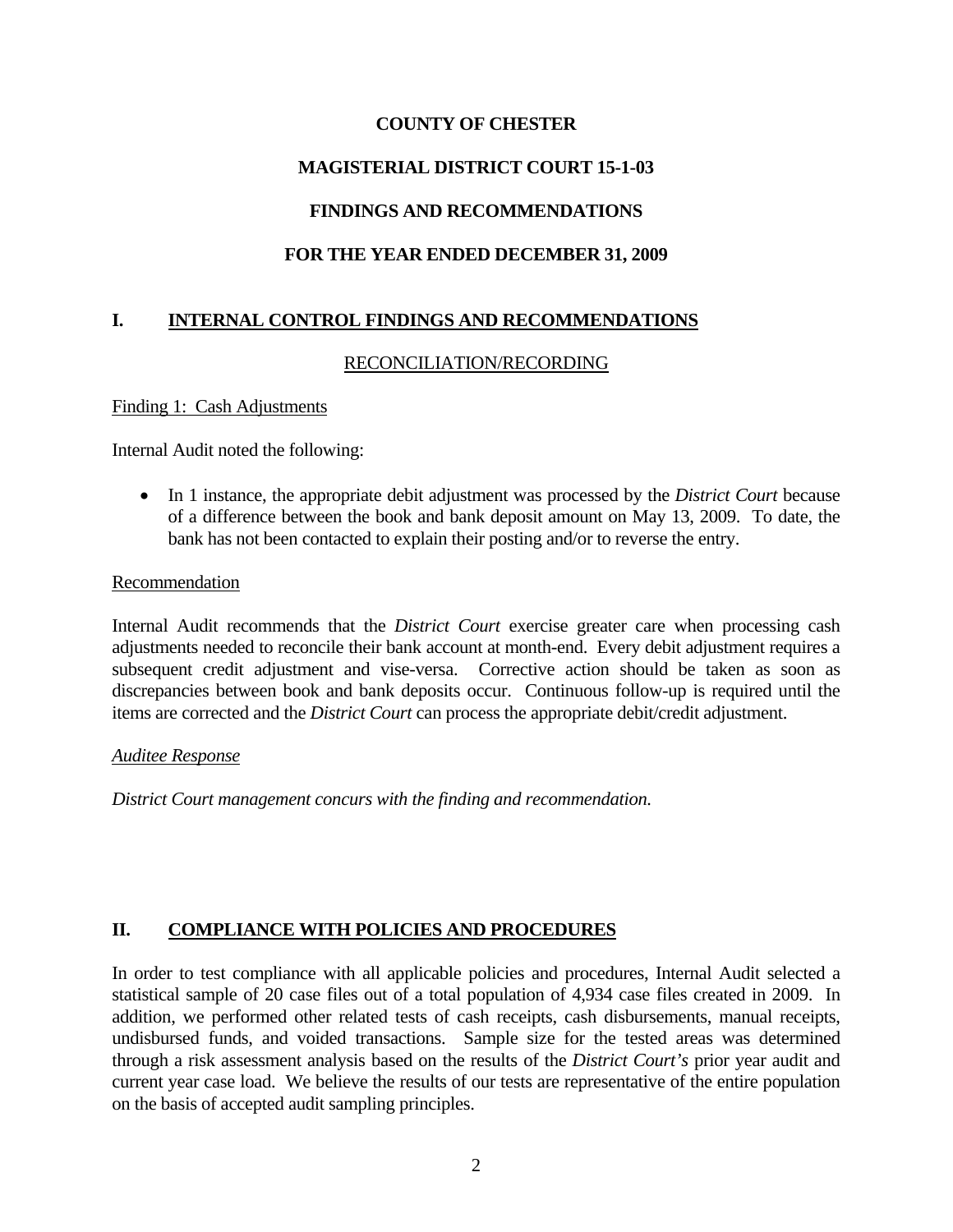**COUNTY OF CHESTER**

**MAGISTERIAL DISTRICT COURT 15-1-03**

**FINDINGS AND RECOMMENDATIONS**

**FOR THE YEAR ENDED DECEMBER 31, 2009**

## I. INTERNAL CONTROL FINDINGS AND RECOMMENDATIONS

RECONCILIATION/RECORDING

Finding 1: Cash Adjustments

Internal Audit noted the following:

- In 1 instance, the appropriate debit adjustment was processed by the *District Court* because of a difference between the book and bank deposit amount on May 13, 2009. To date, the bank has not been contacted to explain their posting and/or to reverse the entry.

Recommendation

Internal Audit recommends that the *District Court* exercise greater care when processing cash adjustments needed to reconcile their bank account at month-end. Every debit adjustment requires a subsequent credit adjustment and vise-versa. Corrective action should be taken as soon as discrepancies between book and bank deposits occur. Continuous follow-up is required until the items are corrected and the *District Court* can process the appropriate debit/credit adjustment.

*Auditee Response*

*District Court management concurs with the finding and recommendation.*

## II. COMPLIANCE WITH POLICIES AND PROCEDURES

In order to test compliance with all applicable policies and procedures, Internal Audit selected a statistical sample of 20 case files out of a total population of 4,934 case files created in 2009. In addition, we performed other related tests of cash receipts, cash disbursements, manual receipts, undisbursed funds, and voided transactions. Sample size for the tested areas was determined through a risk assessment analysis based on the results of the *District Court's* prior year audit and current year case load. We believe the results of our tests are representative of the entire population on the basis of accepted audit sampling principles.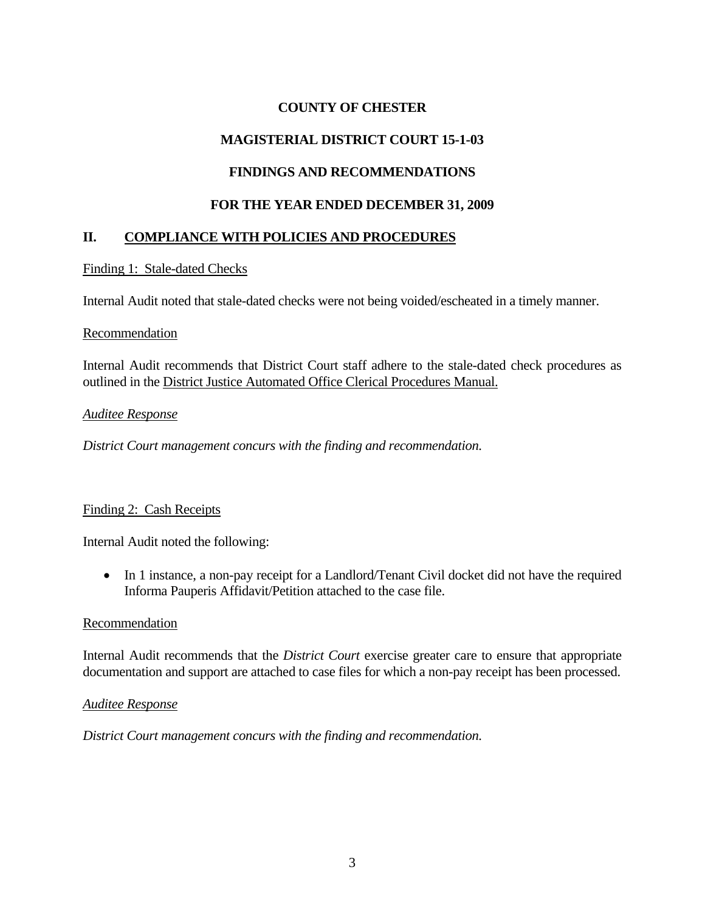**COUNTY OF CHESTER**

**MAGISTERIAL DISTRICT COURT 15-1-03**

**FINDINGS AND RECOMMENDATIONS**

**FOR THE YEAR ENDED DECEMBER 31, 2009**

## II. COMPLIANCE WITH POLICIES AND PROCEDURES

Finding 1: Stale-dated Checks

Internal Audit noted that stale-dated checks were not being voided/escheated in a timely manner.

Recommendation

Internal Audit recommends that District Court staff adhere to the stale-dated check procedures as outlined in the District Justice Automated Office Clerical Procedures Manual.

*Auditee Response*

*District Court management concurs with the finding and recommendation.*

Finding 2: Cash Receipts

Internal Audit noted the following:

- In 1 instance, a non-pay receipt for a Landlord/Tenant Civil docket did not have the required Informa Pauperis Affidavit/Petition attached to the case file.

Recommendation

Internal Audit recommends that the *District Court* exercise greater care to ensure that appropriate documentation and support are attached to case files for which a non-pay receipt has been processed.

*Auditee Response*

*District Court management concurs with the finding and recommendation.*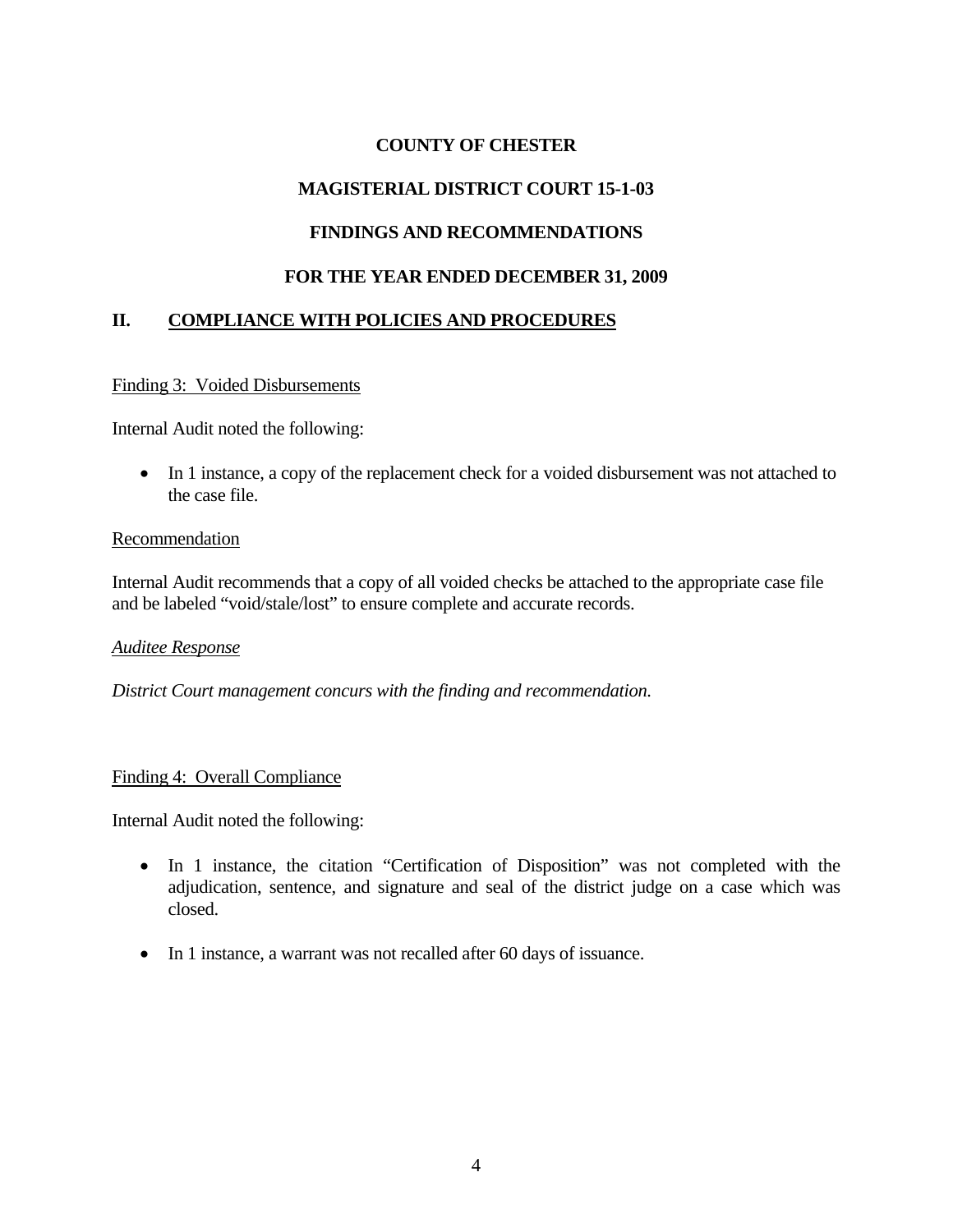**COUNTY OF CHESTER**

**MAGISTERIAL DISTRICT COURT 15-1-03**

**FINDINGS AND RECOMMENDATIONS**

**FOR THE YEAR ENDED DECEMBER 31, 2009**

## II. COMPLIANCE WITH POLICIES AND PROCEDURES

Finding 3: Voided Disbursements

Internal Audit noted the following:

- In 1 instance, a copy of the replacement check for a voided disbursement was not attached to the case file.

Recommendation

Internal Audit recommends that a copy of all voided checks be attached to the appropriate case file and be labeled "void/stale/lost" to ensure complete and accurate records.

*Auditee Response*

*District Court management concurs with the finding and recommendation.*

Finding 4: Overall Compliance

Internal Audit noted the following:

- In 1 instance, the citation "Certification of Disposition" was not completed with the adjudication, sentence, and signature and seal of the district judge on a case which was closed.
- In 1 instance, a warrant was not recalled after 60 days of issuance.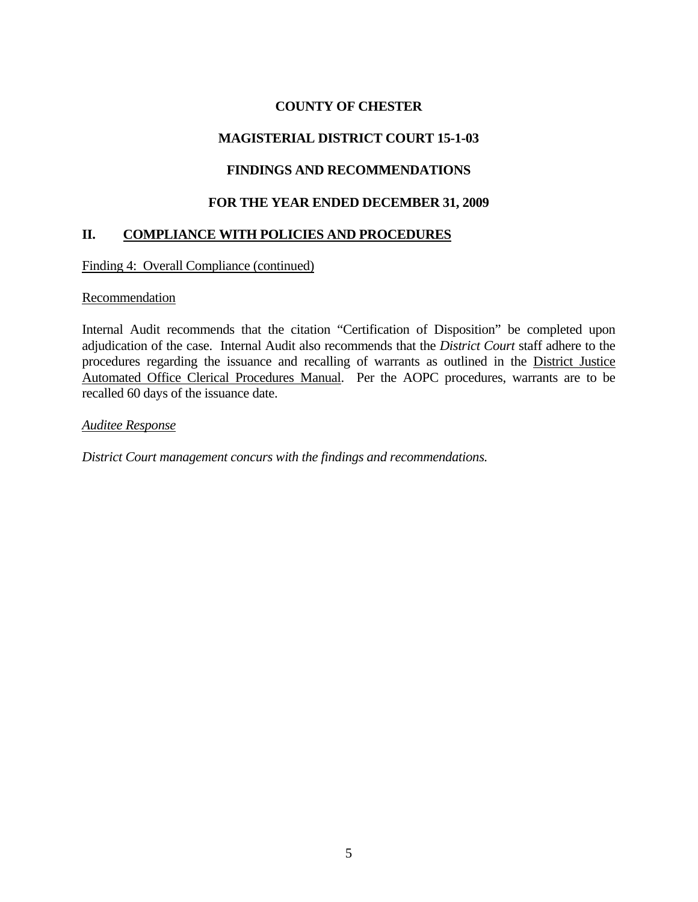# COUNTY OF CHESTER

## MAGISTERIAL DISTRICT COURT 15-1-03

## FINDINGS AND RECOMMENDATIONS

## FOR THE YEAR ENDED DECEMBER 31, 2009

### II. COMPLIANCE WITH POLICIES AND PROCEDURES

Finding 4: Overall Compliance (continued)

Recommendation

Internal Audit recommends that the citation "Certification of Disposition" be completed upon adjudication of the case. Internal Audit also recommends that the *District Court* staff adhere to the procedures regarding the issuance and recalling of warrants as outlined in the District Justice Automated Office Clerical Procedures Manual. Per the AOPC procedures, warrants are to be recalled 60 days of the issuance date.

*Auditee Response*

*District Court management concurs with the findings and recommendations.*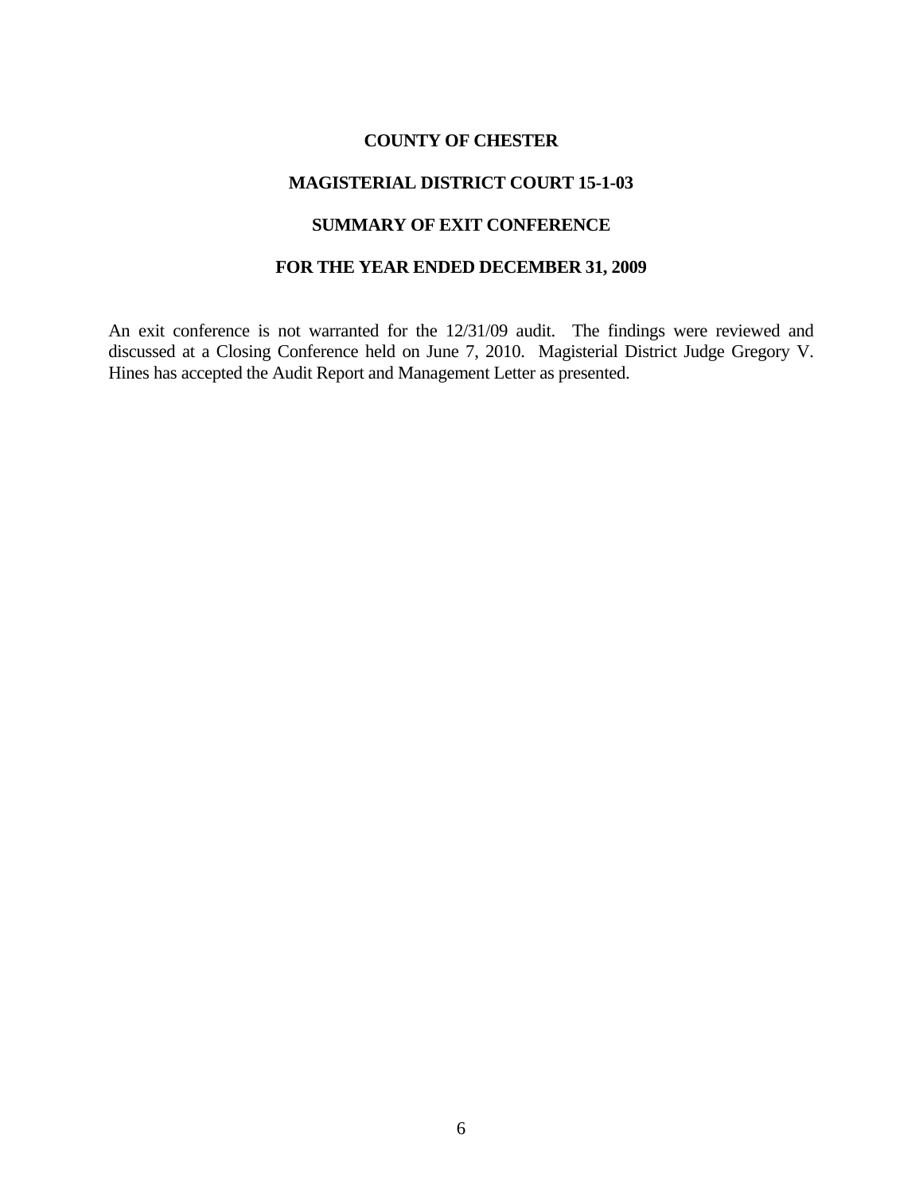**COUNTY OF CHESTER**

**MAGISTERIAL DISTRICT COURT 15-1-03**

**SUMMARY OF EXIT CONFERENCE**

**FOR THE YEAR ENDED DECEMBER 31, 2009**

An exit conference is not warranted for the 12/31/09 audit. The findings were reviewed and discussed at a Closing Conference held on June 7, 2010. Magisterial District Judge Gregory V. Hines has accepted the Audit Report and Management Letter as presented.